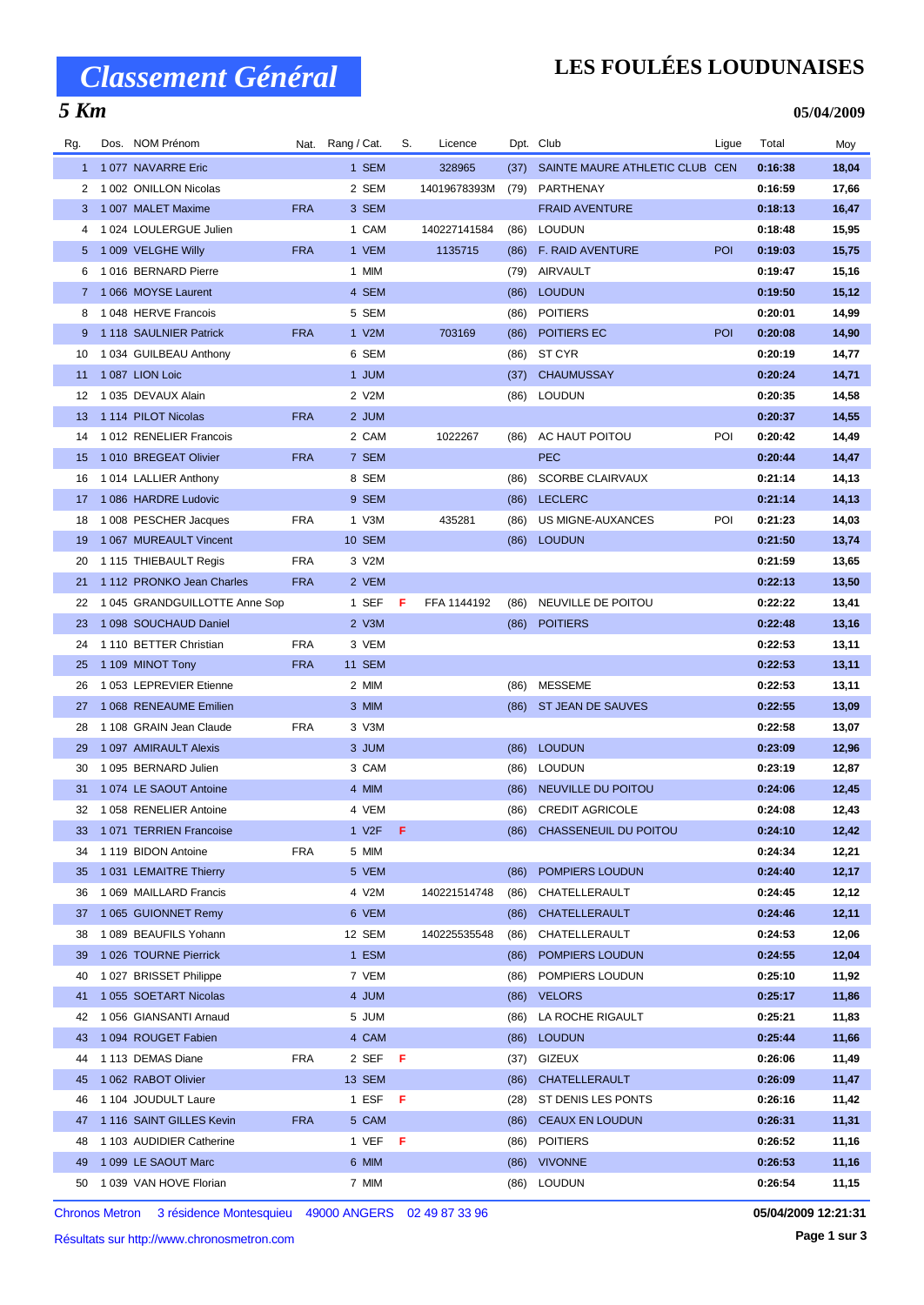# Classement Général

# LES FOULÉES LOUDUNAISES

## 5 Km

**05/04/2009**

| Rg. | Dos. | NOM Prénom | Nat. | Rang / Cat. | S. | Licence | Dpt. | Club | Ligue | Total | Moy |
|---|---|---|---|---|---|---|---|---|---|---|---|
| 1 | 1 077 | NAVARRE Eric | | 1 SEM | | 328965 | (37) | SAINTE MAURE ATHLETIC CLUB | CEN | **0:16:38** | **18,04** |
| 2 | 1 002 | ONILLON Nicolas | | 2 SEM | | 14019678393M | (79) | PARTHENAY | | **0:16:59** | **17,66** |
| 3 | 1 007 | MALET Maxime | FRA | 3 SEM | | | | FRAID AVENTURE | | **0:18:13** | **16,47** |
| 4 | 1 024 | LOULERGUE Julien | | 1 CAM | | 140227141584 | (86) | LOUDUN | | **0:18:48** | **15,95** |
| 5 | 1 009 | VELGHE Willy | FRA | 1 VEM | | 1135715 | (86) | F. RAID AVENTURE | POI | **0:19:03** | **15,75** |
| 6 | 1 016 | BERNARD Pierre | | 1 MIM | | | (79) | AIRVAULT | | **0:19:47** | **15,16** |
| 7 | 1 066 | MOYSE Laurent | | 4 SEM | | | (86) | LOUDUN | | **0:19:50** | **15,12** |
| 8 | 1 048 | HERVE Francois | | 5 SEM | | | (86) | POITIERS | | **0:20:01** | **14,99** |
| 9 | 1 118 | SAULNIER Patrick | FRA | 1 V2M | | 703169 | (86) | POITIERS EC | POI | **0:20:08** | **14,90** |
| 10 | 1 034 | GUILBEAU Anthony | | 6 SEM | | | (86) | ST CYR | | **0:20:19** | **14,77** |
| 11 | 1 087 | LION Loic | | 1 JUM | | | (37) | CHAUMUSSAY | | **0:20:24** | **14,71** |
| 12 | 1 035 | DEVAUX Alain | | 2 V2M | | | (86) | LOUDUN | | **0:20:35** | **14,58** |
| 13 | 1 114 | PILOT Nicolas | FRA | 2 JUM | | | | | | **0:20:37** | **14,55** |
| 14 | 1 012 | RENELIER Francois | | 2 CAM | | 1022267 | (86) | AC HAUT POITOU | POI | **0:20:42** | **14,49** |
| 15 | 1 010 | BREGEAT Olivier | FRA | 7 SEM | | | | PEC | | **0:20:44** | **14,47** |
| 16 | 1 014 | LALLIER Anthony | | 8 SEM | | | (86) | SCORBE CLAIRVAUX | | **0:21:14** | **14,13** |
| 17 | 1 086 | HARDRE Ludovic | | 9 SEM | | | (86) | LECLERC | | **0:21:14** | **14,13** |
| 18 | 1 008 | PESCHER Jacques | FRA | 1 V3M | | 435281 | (86) | US MIGNE-AUXANCES | POI | **0:21:23** | **14,03** |
| 19 | 1 067 | MUREAULT Vincent | | 10 SEM | | | (86) | LOUDUN | | **0:21:50** | **13,74** |
| 20 | 1 115 | THIEBAULT Regis | FRA | 3 V2M | | | | | | **0:21:59** | **13,65** |
| 21 | 1 112 | PRONKO Jean Charles | FRA | 2 VEM | | | | | | **0:22:13** | **13,50** |
| 22 | 1 045 | GRANDGUILLOTTE Anne Sop | | 1 SEF | F | FFA 1144192 | (86) | NEUVILLE DE POITOU | | **0:22:22** | **13,41** |
| 23 | 1 098 | SOUCHAUD Daniel | | 2 V3M | | | (86) | POITIERS | | **0:22:48** | **13,16** |
| 24 | 1 110 | BETTER Christian | FRA | 3 VEM | | | | | | **0:22:53** | **13,11** |
| 25 | 1 109 | MINOT Tony | FRA | 11 SEM | | | | | | **0:22:53** | **13,11** |
| 26 | 1 053 | LEPREVIER Etienne | | 2 MIM | | | (86) | MESSEME | | **0:22:53** | **13,11** |
| 27 | 1 068 | RENEAUME Emilien | | 3 MIM | | | (86) | ST JEAN DE SAUVES | | **0:22:55** | **13,09** |
| 28 | 1 108 | GRAIN Jean Claude | FRA | 3 V3M | | | | | | **0:22:58** | **13,07** |
| 29 | 1 097 | AMIRAULT Alexis | | 3 JUM | | | (86) | LOUDUN | | **0:23:09** | **12,96** |
| 30 | 1 095 | BERNARD Julien | | 3 CAM | | | (86) | LOUDUN | | **0:23:19** | **12,87** |
| 31 | 1 074 | LE SAOUT Antoine | | 4 MIM | | | (86) | NEUVILLE DU POITOU | | **0:24:06** | **12,45** |
| 32 | 1 058 | RENELIER Antoine | | 4 VEM | | | (86) | CREDIT AGRICOLE | | **0:24:08** | **12,43** |
| 33 | 1 071 | TERRIEN Francoise | | 1 V2F | F | | (86) | CHASSENEUIL DU POITOU | | **0:24:10** | **12,42** |
| 34 | 1 119 | BIDON Antoine | FRA | 5 MIM | | | | | | **0:24:34** | **12,21** |
| 35 | 1 031 | LEMAITRE Thierry | | 5 VEM | | | (86) | POMPIERS LOUDUN | | **0:24:40** | **12,17** |
| 36 | 1 069 | MAILLARD Francis | | 4 V2M | | 140221514748 | (86) | CHATELLERAULT | | **0:24:45** | **12,12** |
| 37 | 1 065 | GUIONNET Remy | | 6 VEM | | | (86) | CHATELLERAULT | | **0:24:46** | **12,11** |
| 38 | 1 089 | BEAUFILS Yohann | | 12 SEM | | 140225535548 | (86) | CHATELLERAULT | | **0:24:53** | **12,06** |
| 39 | 1 026 | TOURNE Pierrick | | 1 ESM | | | (86) | POMPIERS LOUDUN | | **0:24:55** | **12,04** |
| 40 | 1 027 | BRISSET Philippe | | 7 VEM | | | (86) | POMPIERS LOUDUN | | **0:25:10** | **11,92** |
| 41 | 1 055 | SOETART Nicolas | | 4 JUM | | | (86) | VELORS | | **0:25:17** | **11,86** |
| 42 | 1 056 | GIANSANTI Arnaud | | 5 JUM | | | (86) | LA ROCHE RIGAULT | | **0:25:21** | **11,83** |
| 43 | 1 094 | ROUGET Fabien | | 4 CAM | | | (86) | LOUDUN | | **0:25:44** | **11,66** |
| 44 | 1 113 | DEMAS Diane | FRA | 2 SEF | F | | (37) | GIZEUX | | **0:26:06** | **11,49** |
| 45 | 1 062 | RABOT Olivier | | 13 SEM | | | (86) | CHATELLERAULT | | **0:26:09** | **11,47** |
| 46 | 1 104 | JOUDULT Laure | | 1 ESF | F | | (28) | ST DENIS LES PONTS | | **0:26:16** | **11,42** |
| 47 | 1 116 | SAINT GILLES Kevin | FRA | 5 CAM | | | (86) | CEAUX EN LOUDUN | | **0:26:31** | **11,31** |
| 48 | 1 103 | AUDIDIER Catherine | | 1 VEF | F | | (86) | POITIERS | | **0:26:52** | **11,16** |
| 49 | 1 099 | LE SAOUT Marc | | 6 MIM | | | (86) | VIVONNE | | **0:26:53** | **11,16** |
| 50 | 1 039 | VAN HOVE Florian | | 7 MIM | | | (86) | LOUDUN | | **0:26:54** | **11,15** |

Chronos Metron 3 résidence Montesquieu 49000 ANGERS 02 49 87 33 96

**05/04/2009 12:21:31**

Résultats sur http://www.chronosmetron.com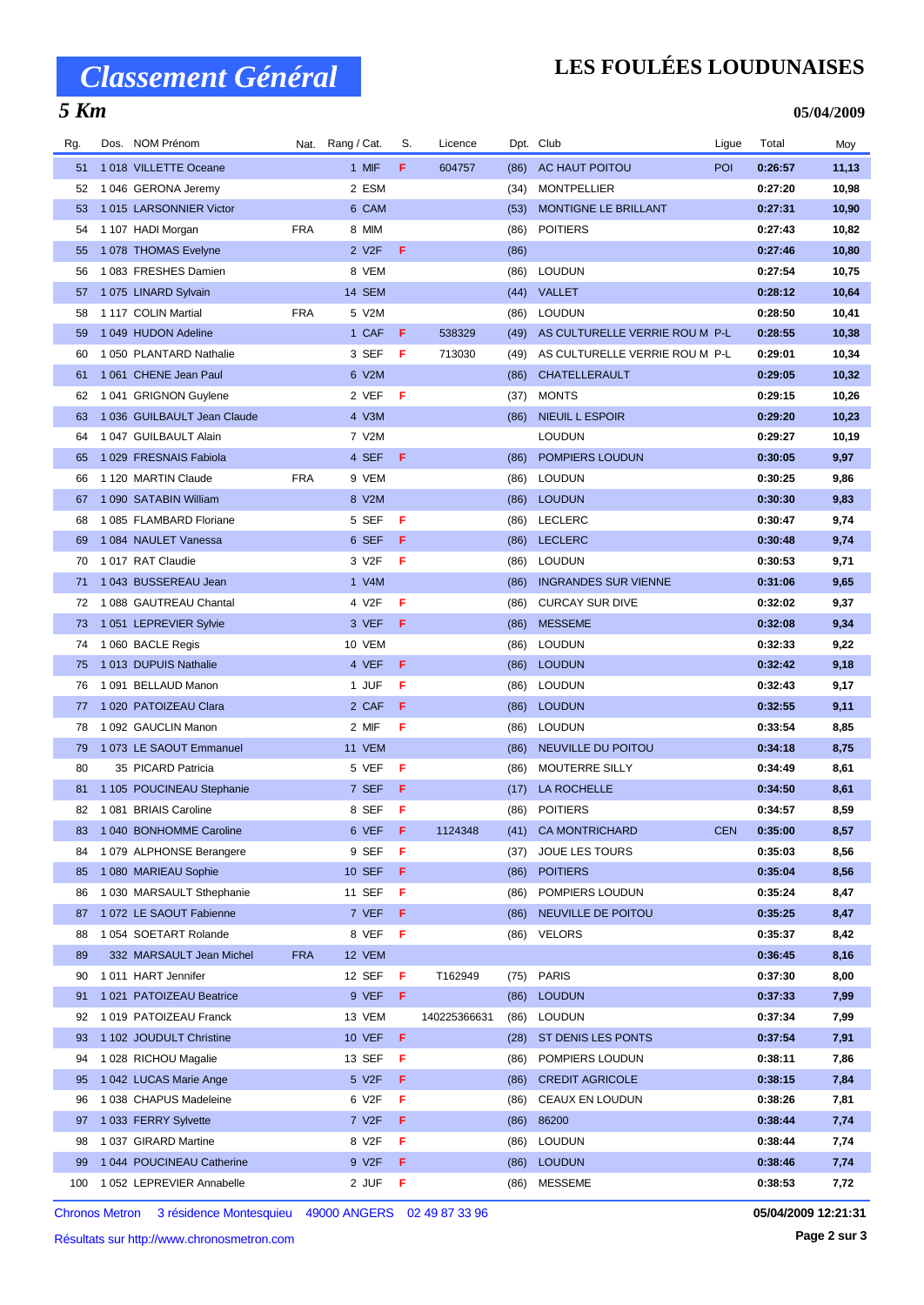# Classement Général

# LES FOULÉES LOUDUNAISES

## 5 Km

**05/04/2009**

| Rg. | Dos. | NOM Prénom | Nat. | Rang / Cat. | S. | Licence | Dpt. | Club | Ligue | Total | Moy |
|---|---|---|---|---|---|---|---|---|---|---|---|
| 51 | 1 018 | VILLETTE Oceane | | 1 MIF | F | 604757 | (86) | AC HAUT POITOU | POI | 0:26:57 | 11,13 |
| 52 | 1 046 | GERONA Jeremy | | 2 ESM | | | (34) | MONTPELLIER | | 0:27:20 | 10,98 |
| 53 | 1 015 | LARSONNIER Victor | | 6 CAM | | | (53) | MONTIGNE LE BRILLANT | | 0:27:31 | 10,90 |
| 54 | 1 107 | HADI Morgan | FRA | 8 MIM | | | (86) | POITIERS | | 0:27:43 | 10,82 |
| 55 | 1 078 | THOMAS Evelyne | | 2 V2F | F | | (86) | | | 0:27:46 | 10,80 |
| 56 | 1 083 | FRESHES Damien | | 8 VEM | | | (86) | LOUDUN | | 0:27:54 | 10,75 |
| 57 | 1 075 | LINARD Sylvain | | 14 SEM | | | (44) | VALLET | | 0:28:12 | 10,64 |
| 58 | 1 117 | COLIN Martial | FRA | 5 V2M | | | (86) | LOUDUN | | 0:28:50 | 10,41 |
| 59 | 1 049 | HUDON Adeline | | 1 CAF | F | 538329 | (49) | AS CULTURELLE VERRIE ROU M | P-L | 0:28:55 | 10,38 |
| 60 | 1 050 | PLANTARD Nathalie | | 3 SEF | F | 713030 | (49) | AS CULTURELLE VERRIE ROU M | P-L | 0:29:01 | 10,34 |
| 61 | 1 061 | CHENE Jean Paul | | 6 V2M | | | (86) | CHATELLERAULT | | 0:29:05 | 10,32 |
| 62 | 1 041 | GRIGNON Guylene | | 2 VEF | F | | (37) | MONTS | | 0:29:15 | 10,26 |
| 63 | 1 036 | GUILBAULT Jean Claude | | 4 V3M | | | (86) | NIEUIL L ESPOIR | | 0:29:20 | 10,23 |
| 64 | 1 047 | GUILBAULT Alain | | 7 V2M | | | | LOUDUN | | 0:29:27 | 10,19 |
| 65 | 1 029 | FRESNAIS Fabiola | | 4 SEF | F | | (86) | POMPIERS LOUDUN | | 0:30:05 | 9,97 |
| 66 | 1 120 | MARTIN Claude | FRA | 9 VEM | | | (86) | LOUDUN | | 0:30:25 | 9,86 |
| 67 | 1 090 | SATABIN William | | 8 V2M | | | (86) | LOUDUN | | 0:30:30 | 9,83 |
| 68 | 1 085 | FLAMBARD Floriane | | 5 SEF | F | | (86) | LECLERC | | 0:30:47 | 9,74 |
| 69 | 1 084 | NAULET Vanessa | | 6 SEF | F | | (86) | LECLERC | | 0:30:48 | 9,74 |
| 70 | 1 017 | RAT Claudie | | 3 V2F | F | | (86) | LOUDUN | | 0:30:53 | 9,71 |
| 71 | 1 043 | BUSSEREAU Jean | | 1 V4M | | | (86) | INGRANDES SUR VIENNE | | 0:31:06 | 9,65 |
| 72 | 1 088 | GAUTREAU Chantal | | 4 V2F | F | | (86) | CURCAY SUR DIVE | | 0:32:02 | 9,37 |
| 73 | 1 051 | LEPREVIER Sylvie | | 3 VEF | F | | (86) | MESSEME | | 0:32:08 | 9,34 |
| 74 | 1 060 | BACLE Regis | | 10 VEM | | | (86) | LOUDUN | | 0:32:33 | 9,22 |
| 75 | 1 013 | DUPUIS Nathalie | | 4 VEF | F | | (86) | LOUDUN | | 0:32:42 | 9,18 |
| 76 | 1 091 | BELLAUD Manon | | 1 JUF | F | | (86) | LOUDUN | | 0:32:43 | 9,17 |
| 77 | 1 020 | PATOIZEAU Clara | | 2 CAF | F | | (86) | LOUDUN | | 0:32:55 | 9,11 |
| 78 | 1 092 | GAUCLIN Manon | | 2 MIF | F | | (86) | LOUDUN | | 0:33:54 | 8,85 |
| 79 | 1 073 | LE SAOUT Emmanuel | | 11 VEM | | | (86) | NEUVILLE DU POITOU | | 0:34:18 | 8,75 |
| 80 | 35 | PICARD Patricia | | 5 VEF | F | | (86) | MOUTERRE SILLY | | 0:34:49 | 8,61 |
| 81 | 1 105 | POUCINEAU Stephanie | | 7 SEF | F | | (17) | LA ROCHELLE | | 0:34:50 | 8,61 |
| 82 | 1 081 | BRIAIS Caroline | | 8 SEF | F | | (86) | POITIERS | | 0:34:57 | 8,59 |
| 83 | 1 040 | BONHOMME Caroline | | 6 VEF | F | 1124348 | (41) | CA MONTRICHARD | CEN | 0:35:00 | 8,57 |
| 84 | 1 079 | ALPHONSE Berangere | | 9 SEF | F | | (37) | JOUE LES TOURS | | 0:35:03 | 8,56 |
| 85 | 1 080 | MARIEAU Sophie | | 10 SEF | F | | (86) | POITIERS | | 0:35:04 | 8,56 |
| 86 | 1 030 | MARSAULT Sthephanie | | 11 SEF | F | | (86) | POMPIERS LOUDUN | | 0:35:24 | 8,47 |
| 87 | 1 072 | LE SAOUT Fabienne | | 7 VEF | F | | (86) | NEUVILLE DE POITOU | | 0:35:25 | 8,47 |
| 88 | 1 054 | SOETART Rolande | | 8 VEF | F | | (86) | VELORS | | 0:35:37 | 8,42 |
| 89 | 332 | MARSAULT Jean Michel | FRA | 12 VEM | | | | | | 0:36:45 | 8,16 |
| 90 | 1 011 | HART Jennifer | | 12 SEF | F | T162949 | (75) | PARIS | | 0:37:30 | 8,00 |
| 91 | 1 021 | PATOIZEAU Beatrice | | 9 VEF | F | | (86) | LOUDUN | | 0:37:33 | 7,99 |
| 92 | 1 019 | PATOIZEAU Franck | | 13 VEM | | 140225366631 | (86) | LOUDUN | | 0:37:34 | 7,99 |
| 93 | 1 102 | JOUDULT Christine | | 10 VEF | F | | (28) | ST DENIS LES PONTS | | 0:37:54 | 7,91 |
| 94 | 1 028 | RICHOU Magalie | | 13 SEF | F | | (86) | POMPIERS LOUDUN | | 0:38:11 | 7,86 |
| 95 | 1 042 | LUCAS Marie Ange | | 5 V2F | F | | (86) | CREDIT AGRICOLE | | 0:38:15 | 7,84 |
| 96 | 1 038 | CHAPUS Madeleine | | 6 V2F | F | | (86) | CEAUX EN LOUDUN | | 0:38:26 | 7,81 |
| 97 | 1 033 | FERRY Sylvette | | 7 V2F | F | | (86) | 86200 | | 0:38:44 | 7,74 |
| 98 | 1 037 | GIRARD Martine | | 8 V2F | F | | (86) | LOUDUN | | 0:38:44 | 7,74 |
| 99 | 1 044 | POUCINEAU Catherine | | 9 V2F | F | | (86) | LOUDUN | | 0:38:46 | 7,74 |
| 100 | 1 052 | LEPREVIER Annabelle | | 2 JUF | F | | (86) | MESSEME | | 0:38:53 | 7,72 |

Chronos Metron 3 résidence Montesquieu 49000 ANGERS 02 49 87 33 96

**05/04/2009 12:21:31**

Résultats sur http://www.chronosmetron.com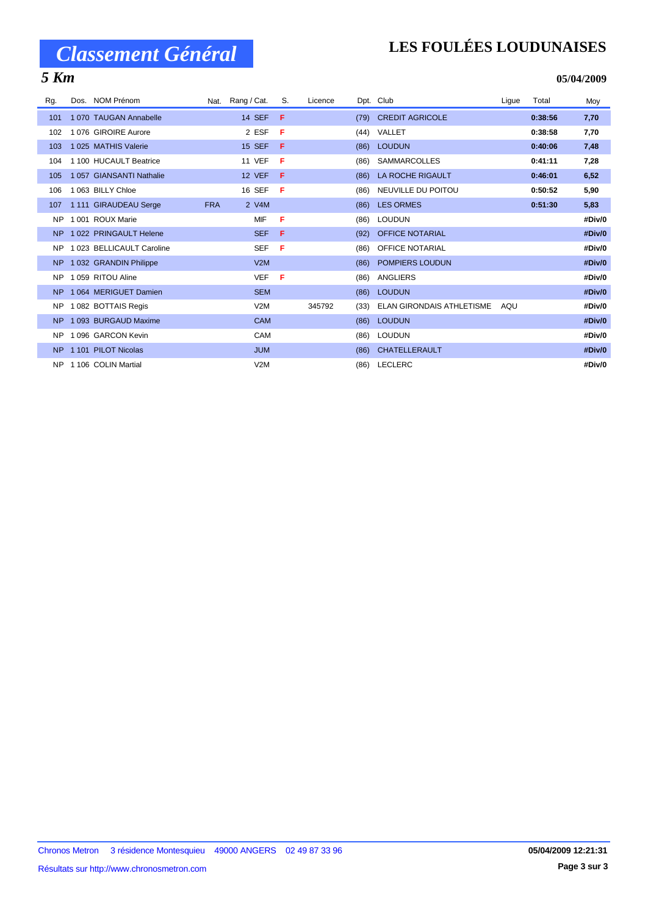# Classement Général

# LES FOULÉES LOUDUNAISES

## 5 Km

**05/04/2009**

| Rg. | Dos. | NOM Prénom | Nat. | Rang / Cat. | S. | Licence | Dpt. | Club | Ligue | Total | Moy |
|---|---|---|---|---|---|---|---|---|---|---|---|
| 101 | 1 070 | TAUGAN Annabelle | | 14 SEF | F | | (79) | CREDIT AGRICOLE | | **0:38:56** | **7,70** |
| 102 | 1 076 | GIROIRE Aurore | | 2 ESF | F | | (44) | VALLET | | **0:38:58** | **7,70** |
| 103 | 1 025 | MATHIS Valerie | | 15 SEF | F | | (86) | LOUDUN | | **0:40:06** | **7,48** |
| 104 | 1 100 | HUCAULT Beatrice | | 11 VEF | F | | (86) | SAMMARCOLLES | | **0:41:11** | **7,28** |
| 105 | 1 057 | GIANSANTI Nathalie | | 12 VEF | F | | (86) | LA ROCHE RIGAULT | | **0:46:01** | **6,52** |
| 106 | 1 063 | BILLY Chloe | | 16 SEF | F | | (86) | NEUVILLE DU POITOU | | **0:50:52** | **5,90** |
| 107 | 1 111 | GIRAUDEAU Serge | FRA | 2 V4M | | | (86) | LES ORMES | | **0:51:30** | **5,83** |
| NP | 1 001 | ROUX Marie | | MIF | F | | (86) | LOUDUN | | | **#Div/0** |
| NP | 1 022 | PRINGAULT Helene | | SEF | F | | (92) | OFFICE NOTARIAL | | | **#Div/0** |
| NP | 1 023 | BELLICAULT Caroline | | SEF | F | | (86) | OFFICE NOTARIAL | | | **#Div/0** |
| NP | 1 032 | GRANDIN Philippe | | V2M | | | (86) | POMPIERS LOUDUN | | | **#Div/0** |
| NP | 1 059 | RITOU Aline | | VEF | F | | (86) | ANGLIERS | | | **#Div/0** |
| NP | 1 064 | MERIGUET Damien | | SEM | | | (86) | LOUDUN | | | **#Div/0** |
| NP | 1 082 | BOTTAIS Regis | | V2M | | 345792 | (33) | ELAN GIRONDAIS ATHLETISME | AQU | | **#Div/0** |
| NP | 1 093 | BURGAUD Maxime | | CAM | | | (86) | LOUDUN | | | **#Div/0** |
| NP | 1 096 | GARCON Kevin | | CAM | | | (86) | LOUDUN | | | **#Div/0** |
| NP | 1 101 | PILOT Nicolas | | JUM | | | (86) | CHATELLERAULT | | | **#Div/0** |
| NP | 1 106 | COLIN Martial | | V2M | | | (86) | LECLERC | | | **#Div/0** |

Chronos Metron 3 résidence Montesquieu 49000 ANGERS 02 49 87 33 96

Résultats sur http://www.chronosmetron.com

**05/04/2009 12:21:31**